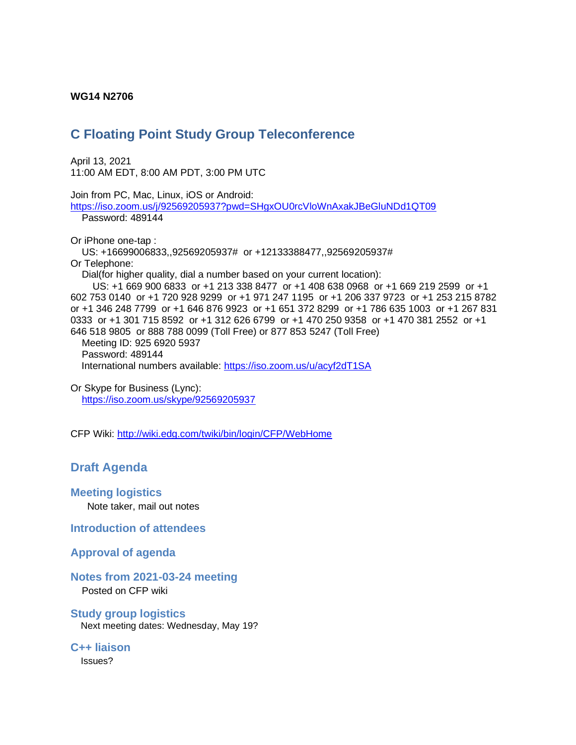**WG14 N2706**

# C Floating Point Study Group Teleconference

April 13, 2021
11:00 AM EDT, 8:00 AM PDT, 3:00 PM UTC

Join from PC, Mac, Linux, iOS or Android:
https://iso.zoom.us/j/92569205937?pwd=SHgxOU0rcVloWnAxakJBeGluNDd1QT09
Password: 489144

Or iPhone one-tap :
US: +16699006833,,92569205937# or +12133388477,,92569205937#
Or Telephone:
Dial(for higher quality, dial a number based on your current location):
US: +1 669 900 6833 or +1 213 338 8477 or +1 408 638 0968 or +1 669 219 2599 or +1 602 753 0140 or +1 720 928 9299 or +1 971 247 1195 or +1 206 337 9723 or +1 253 215 8782 or +1 346 248 7799 or +1 646 876 9923 or +1 651 372 8299 or +1 786 635 1003 or +1 267 831 0333 or +1 301 715 8592 or +1 312 626 6799 or +1 470 250 9358 or +1 470 381 2552 or +1 646 518 9805 or 888 788 0099 (Toll Free) or 877 853 5247 (Toll Free)
Meeting ID: 925 6920 5937
Password: 489144
International numbers available: https://iso.zoom.us/u/acyf2dT1SA

Or Skype for Business (Lync):
https://iso.zoom.us/skype/92569205937

CFP Wiki: http://wiki.edg.com/twiki/bin/login/CFP/WebHome

## Draft Agenda

### Meeting logistics

Note taker, mail out notes

### Introduction of attendees

### Approval of agenda

### Notes from 2021-03-24 meeting

Posted on CFP wiki

### Study group logistics

Next meeting dates: Wednesday, May 19?

### C++ liaison

Issues?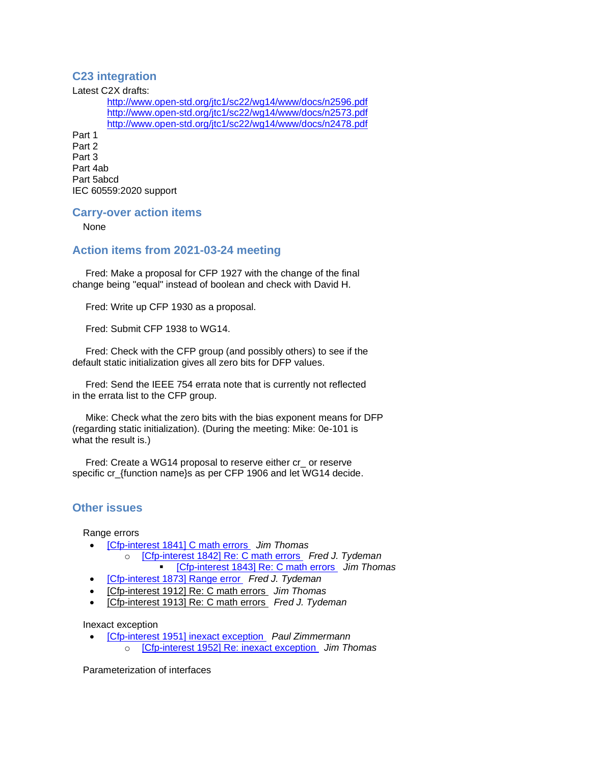## C23 integration

Latest C2X drafts:

- http://www.open-std.org/jtc1/sc22/wg14/www/docs/n2596.pdf
- http://www.open-std.org/jtc1/sc22/wg14/www/docs/n2573.pdf
- http://www.open-std.org/jtc1/sc22/wg14/www/docs/n2478.pdf

Part 1
Part 2
Part 3
Part 4ab
Part 5abcd
IEC 60559:2020 support

## Carry-over action items

None

## Action items from 2021-03-24 meeting

Fred: Make a proposal for CFP 1927 with the change of the final change being "equal" instead of boolean and check with David H.

Fred: Write up CFP 1930 as a proposal.

Fred: Submit CFP 1938 to WG14.

Fred: Check with the CFP group (and possibly others) to see if the default static initialization gives all zero bits for DFP values.

Fred: Send the IEEE 754 errata note that is currently not reflected in the errata list to the CFP group.

Mike: Check what the zero bits with the bias exponent means for DFP (regarding static initialization). (During the meeting: Mike: 0e-101 is what the result is.)

Fred: Create a WG14 proposal to reserve either cr_ or reserve specific cr_{function name}s as per CFP 1906 and let WG14 decide.

## Other issues

Range errors

- [Cfp-interest 1841] C math errors *Jim Thomas*
  - [Cfp-interest 1842] Re: C math errors *Fred J. Tydeman*
    - [Cfp-interest 1843] Re: C math errors *Jim Thomas*
- [Cfp-interest 1873] Range error *Fred J. Tydeman*
- [Cfp-interest 1912] Re: C math errors *Jim Thomas*
- [Cfp-interest 1913] Re: C math errors *Fred J. Tydeman*

Inexact exception

- [Cfp-interest 1951] inexact exception *Paul Zimmermann*
  - [Cfp-interest 1952] Re: inexact exception *Jim Thomas*

Parameterization of interfaces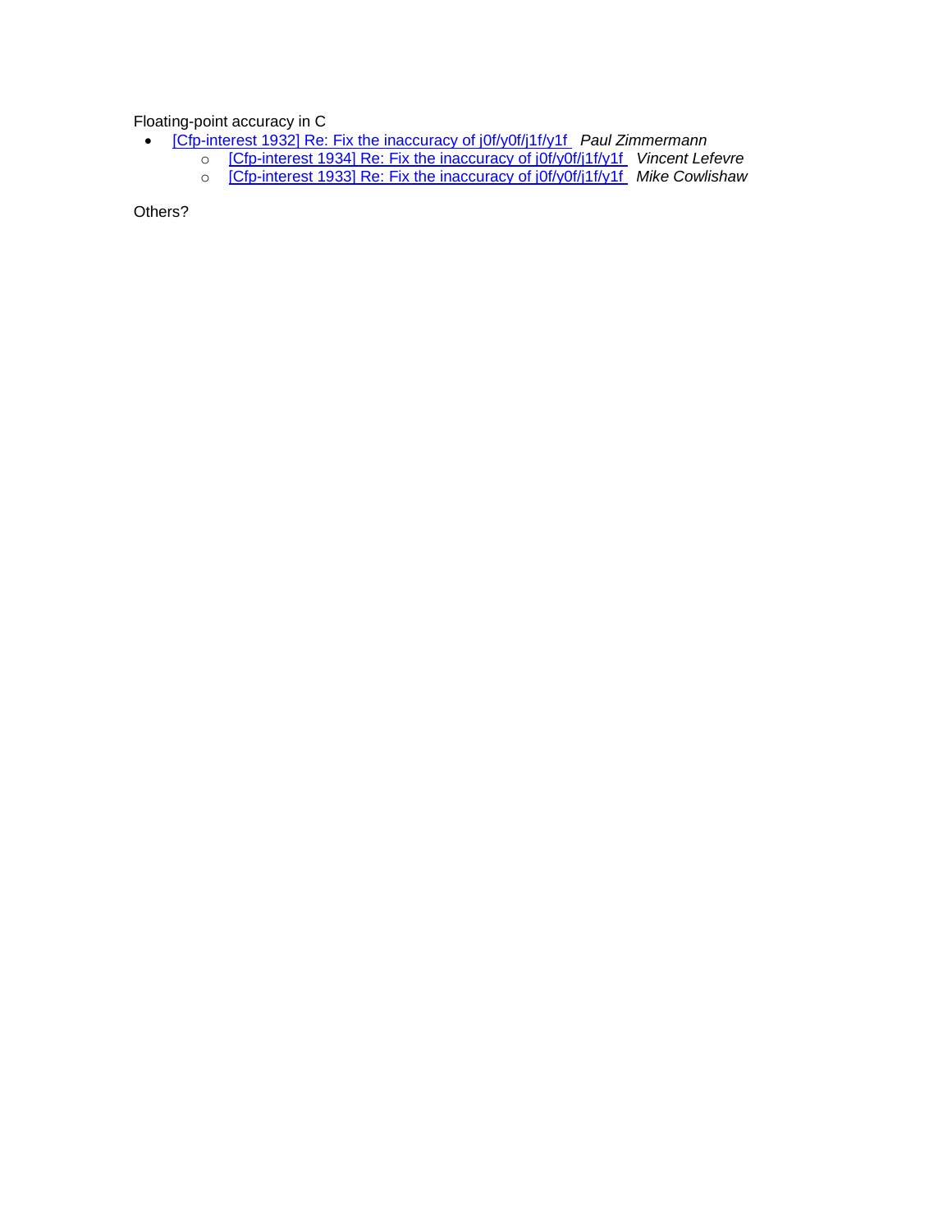Floating-point accuracy in C

- [Cfp-interest 1932] Re: Fix the inaccuracy of j0f/y0f/j1f/y1f *Paul Zimmermann*
  - [Cfp-interest 1934] Re: Fix the inaccuracy of j0f/y0f/j1f/y1f *Vincent Lefevre*
  - [Cfp-interest 1933] Re: Fix the inaccuracy of j0f/y0f/j1f/y1f *Mike Cowlishaw*

Others?